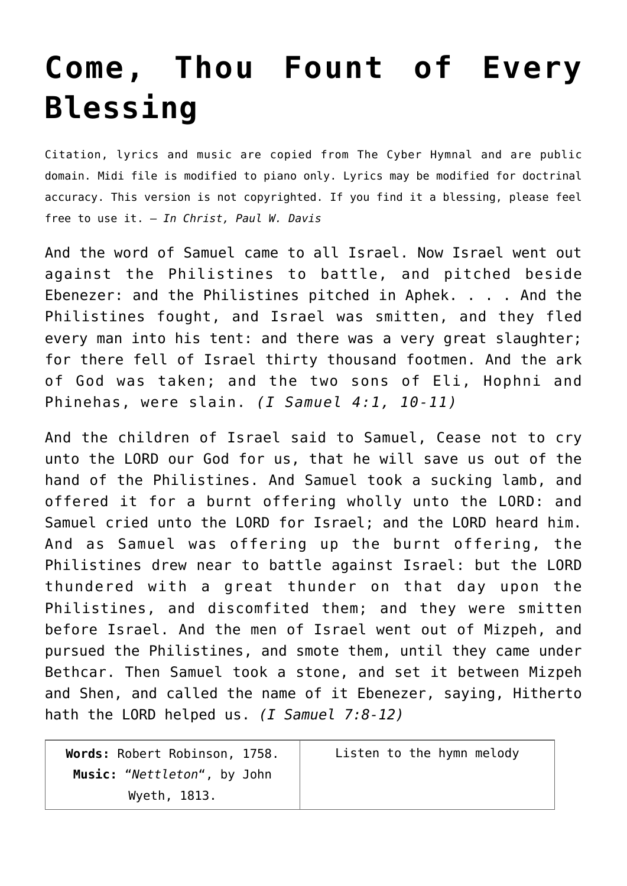# Come, Thou Fount of Every Blessing

Citation, lyrics and music are copied from The Cyber Hymnal and are public domain. Midi file is modified to piano only. Lyrics may be modified for doctrinal accuracy. This version is not copyrighted. If you find it a blessing, please feel free to use it. – *In Christ, Paul W. Davis*

And the word of Samuel came to all Israel. Now Israel went out against the Philistines to battle, and pitched beside Ebenezer: and the Philistines pitched in Aphek. . . . And the Philistines fought, and Israel was smitten, and they fled every man into his tent: and there was a very great slaughter; for there fell of Israel thirty thousand footmen. And the ark of God was taken; and the two sons of Eli, Hophni and Phinehas, were slain. *(I Samuel 4:1, 10-11)*

And the children of Israel said to Samuel, Cease not to cry unto the LORD our God for us, that he will save us out of the hand of the Philistines. And Samuel took a sucking lamb, and offered it for a burnt offering wholly unto the LORD: and Samuel cried unto the LORD for Israel; and the LORD heard him. And as Samuel was offering up the burnt offering, the Philistines drew near to battle against Israel: but the LORD thundered with a great thunder on that day upon the Philistines, and discomfited them; and they were smitten before Israel. And the men of Israel went out of Mizpeh, and pursued the Philistines, and smote them, until they came under Bethcar. Then Samuel took a stone, and set it between Mizpeh and Shen, and called the name of it Ebenezer, saying, Hitherto hath the LORD helped us. *(I Samuel 7:8-12)*

| **Words:** Robert Robinson, 1758. **Music:** "*Nettleton*", by John Wyeth, 1813. | Listen to the hymn melody |
|---|---|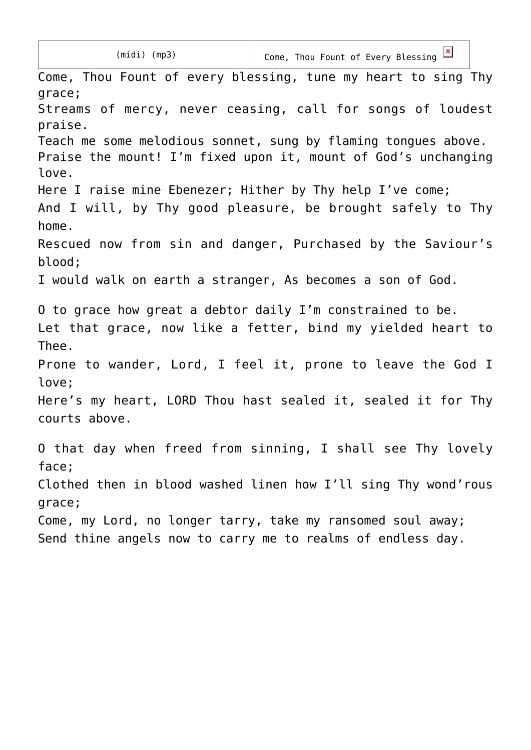| | |
|---|---|
| (midi) (mp3) | Come, Thou Fount of Every Blessing |

Come, Thou Fount of every blessing, tune my heart to sing Thy grace;
Streams of mercy, never ceasing, call for songs of loudest praise.
Teach me some melodious sonnet, sung by flaming tongues above.
Praise the mount! I'm fixed upon it, mount of God's unchanging love.
Here I raise mine Ebenezer; Hither by Thy help I've come;
And I will, by Thy good pleasure, be brought safely to Thy home.
Rescued now from sin and danger, Purchased by the Saviour's blood;
I would walk on earth a stranger, As becomes a son of God.

O to grace how great a debtor daily I'm constrained to be.
Let that grace, now like a fetter, bind my yielded heart to Thee.
Prone to wander, Lord, I feel it, prone to leave the God I love;
Here's my heart, LORD Thou hast sealed it, sealed it for Thy courts above.

O that day when freed from sinning, I shall see Thy lovely face;
Clothed then in blood washed linen how I'll sing Thy wond'rous grace;
Come, my Lord, no longer tarry, take my ransomed soul away;
Send thine angels now to carry me to realms of endless day.